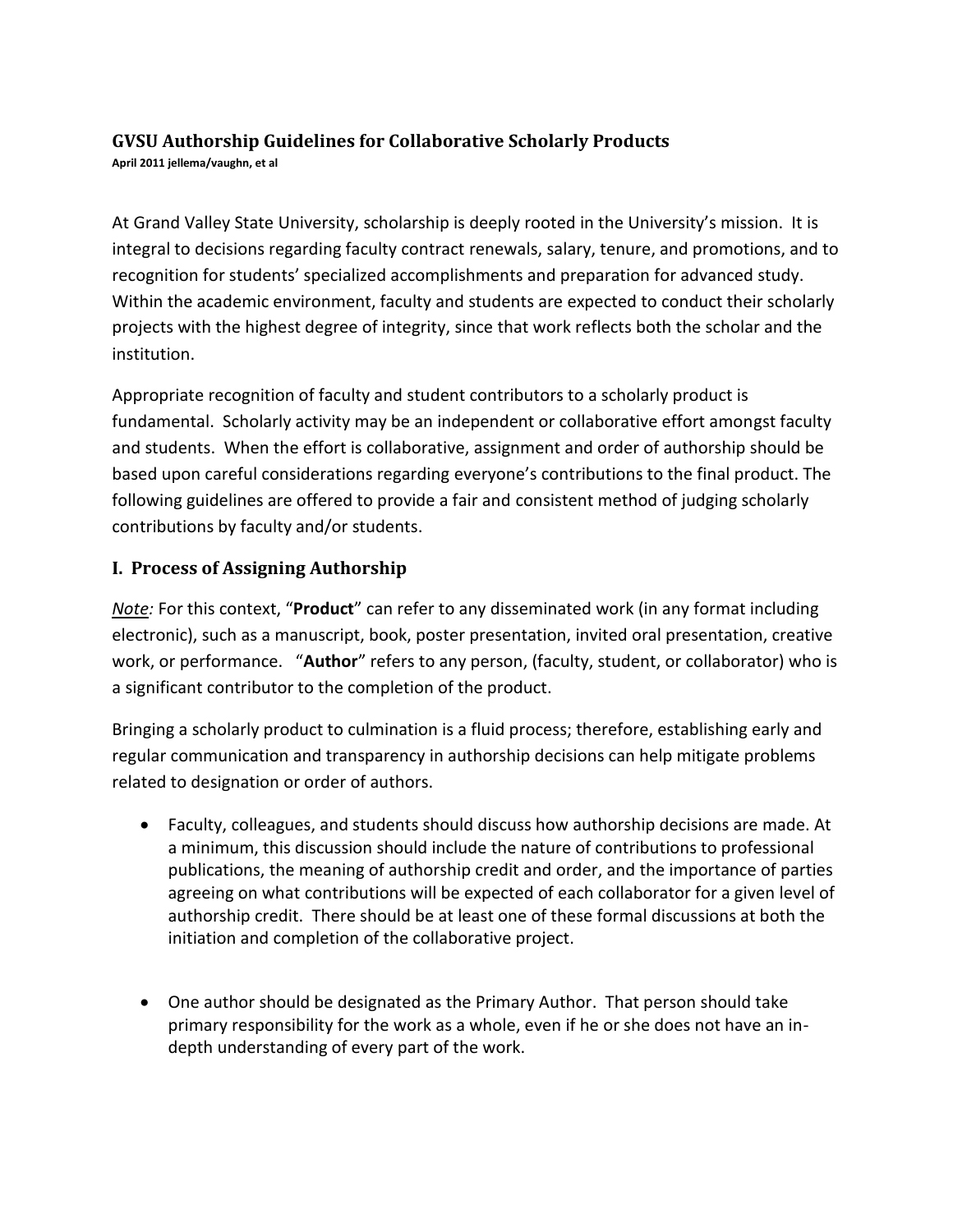# GVSU Authorship Guidelines for Collaborative Scholarly Products

**April 2011 jellema/vaughn, et al**

At Grand Valley State University, scholarship is deeply rooted in the University's mission. It is integral to decisions regarding faculty contract renewals, salary, tenure, and promotions, and to recognition for students' specialized accomplishments and preparation for advanced study. Within the academic environment, faculty and students are expected to conduct their scholarly projects with the highest degree of integrity, since that work reflects both the scholar and the institution.

Appropriate recognition of faculty and student contributors to a scholarly product is fundamental. Scholarly activity may be an independent or collaborative effort amongst faculty and students. When the effort is collaborative, assignment and order of authorship should be based upon careful considerations regarding everyone's contributions to the final product. The following guidelines are offered to provide a fair and consistent method of judging scholarly contributions by faculty and/or students.

## I. Process of Assigning Authorship

*<u>Note</u>:* For this context, "**Product**" can refer to any disseminated work (in any format including electronic), such as a manuscript, book, poster presentation, invited oral presentation, creative work, or performance. "**Author**" refers to any person, (faculty, student, or collaborator) who is a significant contributor to the completion of the product.

Bringing a scholarly product to culmination is a fluid process; therefore, establishing early and regular communication and transparency in authorship decisions can help mitigate problems related to designation or order of authors.

- Faculty, colleagues, and students should discuss how authorship decisions are made. At a minimum, this discussion should include the nature of contributions to professional publications, the meaning of authorship credit and order, and the importance of parties agreeing on what contributions will be expected of each collaborator for a given level of authorship credit. There should be at least one of these formal discussions at both the initiation and completion of the collaborative project.

- One author should be designated as the Primary Author. That person should take primary responsibility for the work as a whole, even if he or she does not have an in-depth understanding of every part of the work.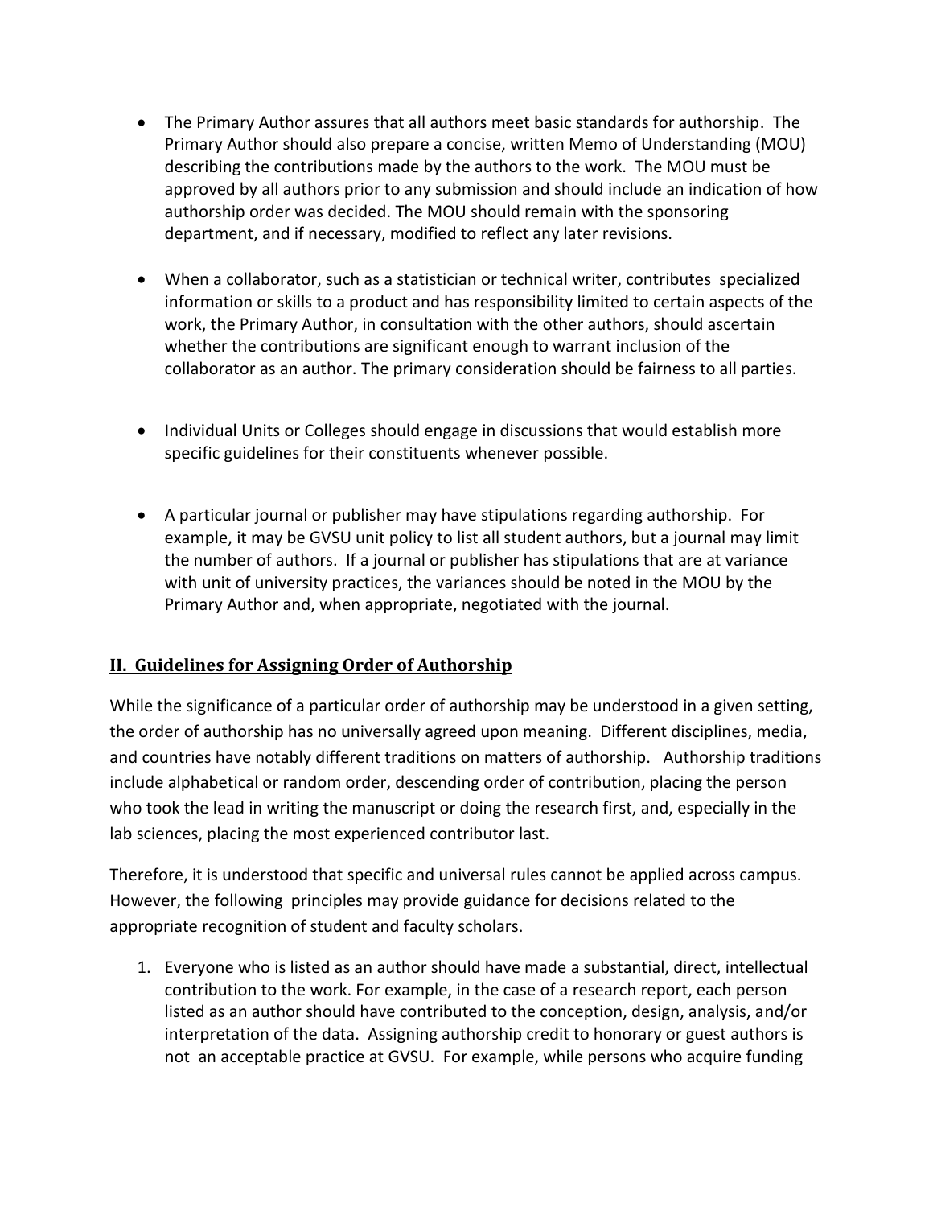- The Primary Author assures that all authors meet basic standards for authorship. The Primary Author should also prepare a concise, written Memo of Understanding (MOU) describing the contributions made by the authors to the work. The MOU must be approved by all authors prior to any submission and should include an indication of how authorship order was decided. The MOU should remain with the sponsoring department, and if necessary, modified to reflect any later revisions.

- When a collaborator, such as a statistician or technical writer, contributes specialized information or skills to a product and has responsibility limited to certain aspects of the work, the Primary Author, in consultation with the other authors, should ascertain whether the contributions are significant enough to warrant inclusion of the collaborator as an author. The primary consideration should be fairness to all parties.

- Individual Units or Colleges should engage in discussions that would establish more specific guidelines for their constituents whenever possible.

- A particular journal or publisher may have stipulations regarding authorship. For example, it may be GVSU unit policy to list all student authors, but a journal may limit the number of authors. If a journal or publisher has stipulations that are at variance with unit of university practices, the variances should be noted in the MOU by the Primary Author and, when appropriate, negotiated with the journal.

## II. Guidelines for Assigning Order of Authorship

While the significance of a particular order of authorship may be understood in a given setting, the order of authorship has no universally agreed upon meaning. Different disciplines, media, and countries have notably different traditions on matters of authorship. Authorship traditions include alphabetical or random order, descending order of contribution, placing the person who took the lead in writing the manuscript or doing the research first, and, especially in the lab sciences, placing the most experienced contributor last.

Therefore, it is understood that specific and universal rules cannot be applied across campus. However, the following principles may provide guidance for decisions related to the appropriate recognition of student and faculty scholars.

1. Everyone who is listed as an author should have made a substantial, direct, intellectual contribution to the work. For example, in the case of a research report, each person listed as an author should have contributed to the conception, design, analysis, and/or interpretation of the data. Assigning authorship credit to honorary or guest authors is not an acceptable practice at GVSU. For example, while persons who acquire funding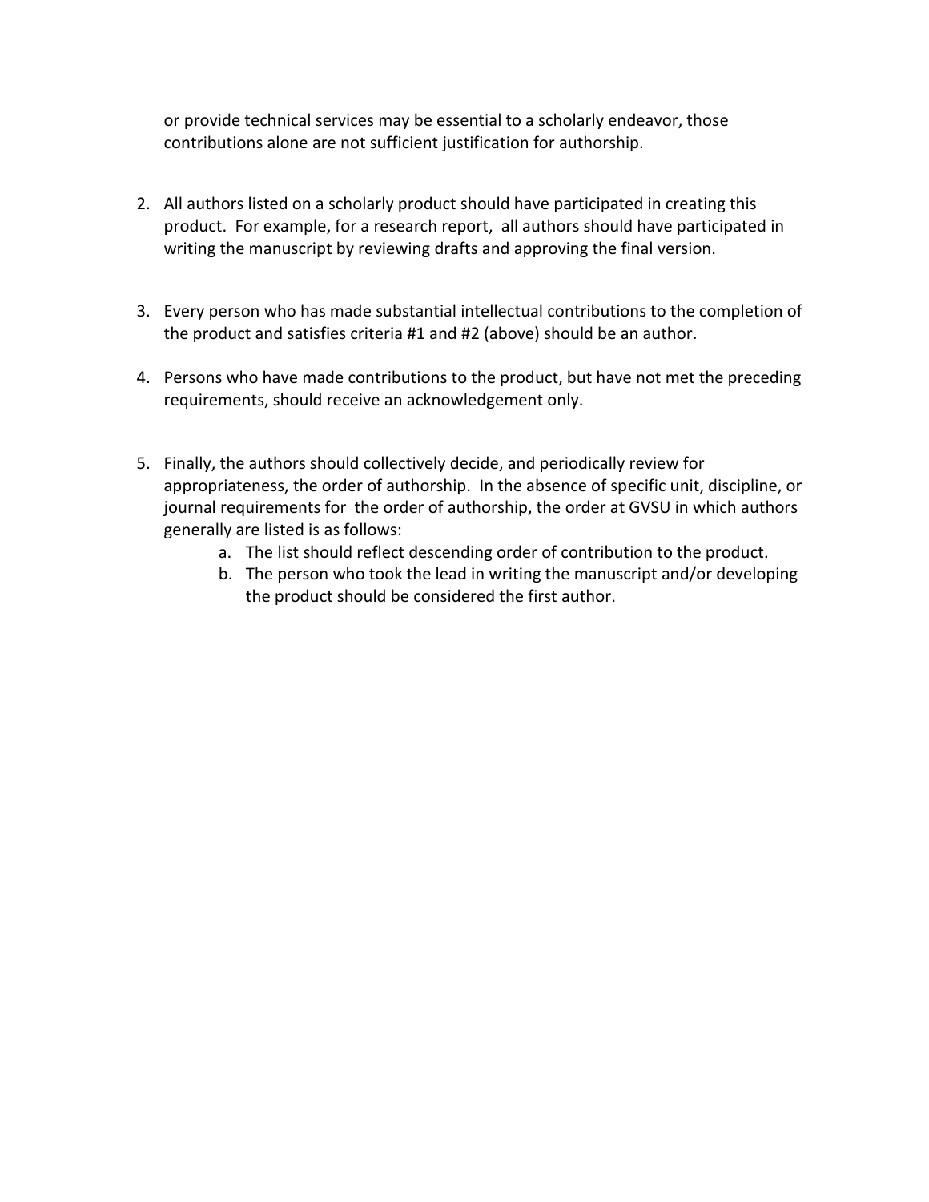or provide technical services may be essential to a scholarly endeavor, those contributions alone are not sufficient justification for authorship.

2. All authors listed on a scholarly product should have participated in creating this product. For example, for a research report, all authors should have participated in writing the manuscript by reviewing drafts and approving the final version.

3. Every person who has made substantial intellectual contributions to the completion of the product and satisfies criteria #1 and #2 (above) should be an author.

4. Persons who have made contributions to the product, but have not met the preceding requirements, should receive an acknowledgement only.

5. Finally, the authors should collectively decide, and periodically review for appropriateness, the order of authorship. In the absence of specific unit, discipline, or journal requirements for the order of authorship, the order at GVSU in which authors generally are listed is as follows:
    a. The list should reflect descending order of contribution to the product.
    b. The person who took the lead in writing the manuscript and/or developing the product should be considered the first author.